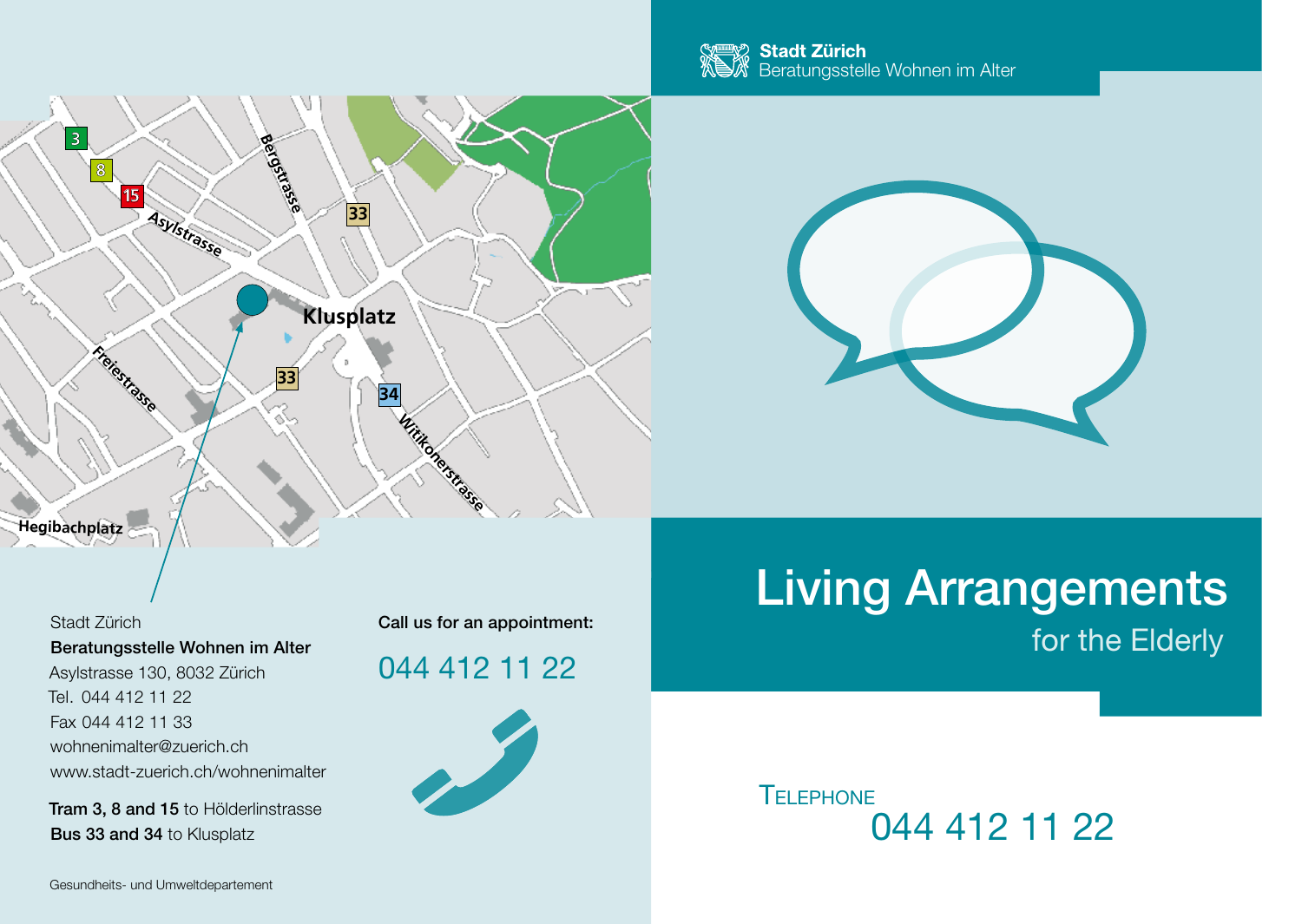Stadt Zürich
Beratungsstelle Wohnen im Alter

# Living Arrangements

## for the Elderly

TELEPHONE
044 412 11 22

Stadt Zürich
**Beratungsstelle Wohnen im Alter**
Asylstrasse 130, 8032 Zürich
Tel. 044 412 11 22
Fax 044 412 11 33
wohnenimalter@zuerich.ch
www.stadt-zuerich.ch/wohnenimalter

**Tram 3, 8 and 15** to Hölderlinstrasse
**Bus 33 and 34** to Klusplatz

**Call us for an appointment:**

044 412 11 22

Gesundheits- und Umweltdepartement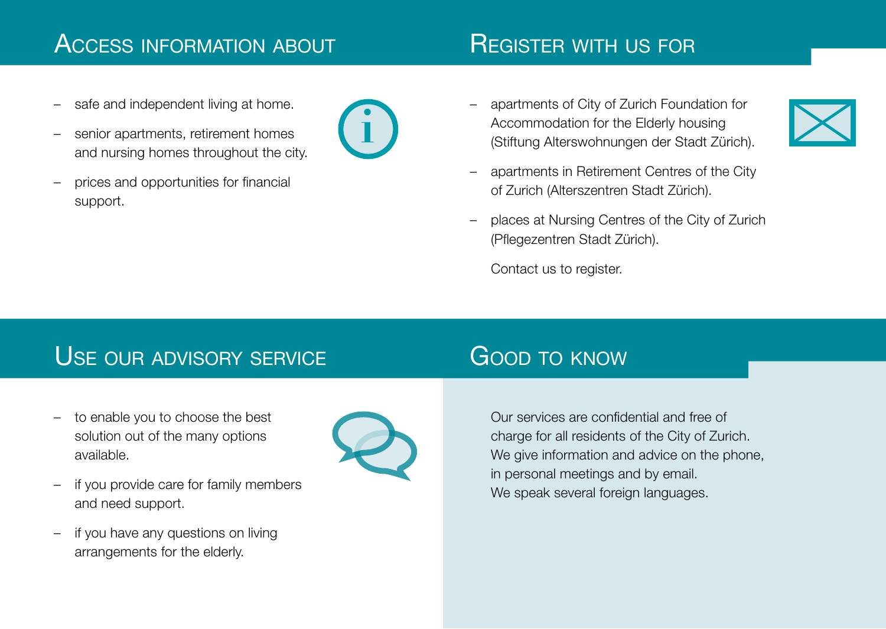## Access information about

- safe and independent living at home.
- senior apartments, retirement homes and nursing homes throughout the city.
- prices and opportunities for financial support.

## Register with us for

- apartments of City of Zurich Foundation for Accommodation for the Elderly housing (Stiftung Alterswohnungen der Stadt Zürich).
- apartments in Retirement Centres of the City of Zurich (Alterszentren Stadt Zürich).
- places at Nursing Centres of the City of Zurich (Pflegezentren Stadt Zürich).

Contact us to register.

## Use our advisory service

- to enable you to choose the best solution out of the many options available.
- if you provide care for family members and need support.
- if you have any questions on living arrangements for the elderly.

## Good to know

Our services are confidential and free of charge for all residents of the City of Zurich.
We give information and advice on the phone, in personal meetings and by email.
We speak several foreign languages.